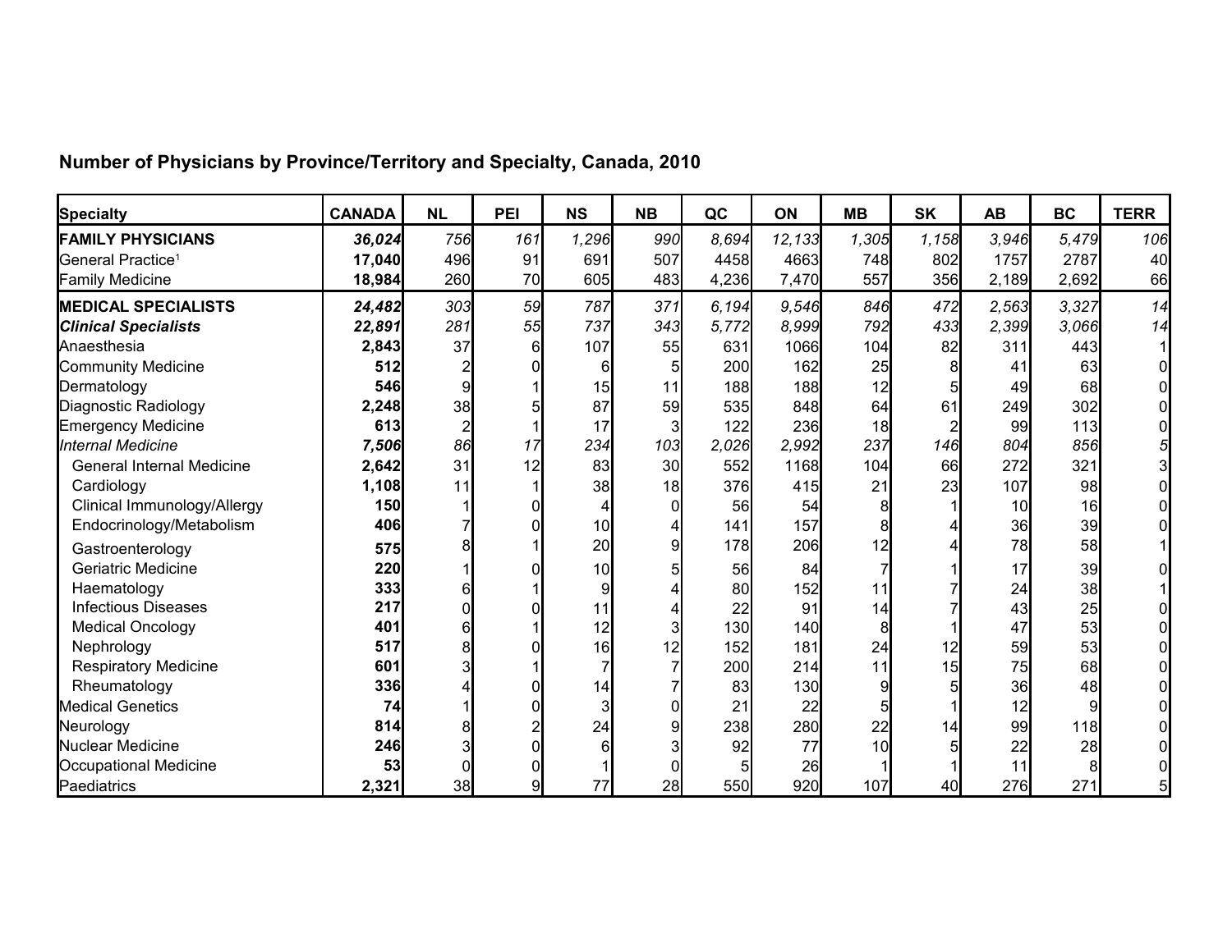## Number of Physicians by Province/Territory and Specialty, Canada, 2010

| Specialty | CANADA | NL | PEI | NS | NB | QC | ON | MB | SK | AB | BC | TERR |
|---|---|---|---|---|---|---|---|---|---|---|---|---|
| **FAMILY PHYSICIANS** | ***36,024*** | *756* | *161* | *1,296* | *990* | *8,694* | *12,133* | *1,305* | *1,158* | *3,946* | *5,479* | *106* |
| General Practice[1] | **17,040** | 496 | 91 | 691 | 507 | 4458 | 4663 | 748 | 802 | 1757 | 2787 | 40 |
| Family Medicine | **18,984** | 260 | 70 | 605 | 483 | 4,236 | 7,470 | 557 | 356 | 2,189 | 2,692 | 66 |
| **MEDICAL SPECIALISTS** | ***24,482*** | *303* | *59* | *787* | *371* | *6,194* | *9,546* | *846* | *472* | *2,563* | *3,327* | *14* |
| ***Clinical Specialists*** | ***22,891*** | *281* | *55* | *737* | *343* | *5,772* | *8,999* | *792* | *433* | *2,399* | *3,066* | *14* |
| Anaesthesia | **2,843** | 37 | 6 | 107 | 55 | 631 | 1066 | 104 | 82 | 311 | 443 | 1 |
| Community Medicine | **512** | 2 | 0 | 6 | 5 | 200 | 162 | 25 | 8 | 41 | 63 | 0 |
| Dermatology | **546** | 9 | 1 | 15 | 11 | 188 | 188 | 12 | 5 | 49 | 68 | 0 |
| Diagnostic Radiology | **2,248** | 38 | 5 | 87 | 59 | 535 | 848 | 64 | 61 | 249 | 302 | 0 |
| Emergency Medicine | **613** | 2 | 1 | 17 | 3 | 122 | 236 | 18 | 2 | 99 | 113 | 0 |
| *Internal Medicine* | ***7,506*** | *86* | *17* | *234* | *103* | *2,026* | *2,992* | *237* | *146* | *804* | *856* | *5* |
| General Internal Medicine | **2,642** | 31 | 12 | 83 | 30 | 552 | 1168 | 104 | 66 | 272 | 321 | 3 |
| Cardiology | **1,108** | 11 | 1 | 38 | 18 | 376 | 415 | 21 | 23 | 107 | 98 | 0 |
| Clinical Immunology/Allergy | **150** | 1 | 0 | 4 | 0 | 56 | 54 | 8 | 1 | 10 | 16 | 0 |
| Endocrinology/Metabolism | **406** | 7 | 0 | 10 | 4 | 141 | 157 | 8 | 4 | 36 | 39 | 0 |
| Gastroenterology | **575** | 8 | 1 | 20 | 9 | 178 | 206 | 12 | 4 | 78 | 58 | 1 |
| Geriatric Medicine | **220** | 1 | 0 | 10 | 5 | 56 | 84 | 7 | 1 | 17 | 39 | 0 |
| Haematology | **333** | 6 | 1 | 9 | 4 | 80 | 152 | 11 | 7 | 24 | 38 | 1 |
| Infectious Diseases | **217** | 0 | 0 | 11 | 4 | 22 | 91 | 14 | 7 | 43 | 25 | 0 |
| Medical Oncology | **401** | 6 | 1 | 12 | 3 | 130 | 140 | 8 | 1 | 47 | 53 | 0 |
| Nephrology | **517** | 8 | 0 | 16 | 12 | 152 | 181 | 24 | 12 | 59 | 53 | 0 |
| Respiratory Medicine | **601** | 3 | 1 | 7 | 7 | 200 | 214 | 11 | 15 | 75 | 68 | 0 |
| Rheumatology | **336** | 4 | 0 | 14 | 7 | 83 | 130 | 9 | 5 | 36 | 48 | 0 |
| Medical Genetics | **74** | 1 | 0 | 3 | 0 | 21 | 22 | 5 | 1 | 12 | 9 | 0 |
| Neurology | **814** | 8 | 2 | 24 | 9 | 238 | 280 | 22 | 14 | 99 | 118 | 0 |
| Nuclear Medicine | **246** | 3 | 0 | 6 | 3 | 92 | 77 | 10 | 5 | 22 | 28 | 0 |
| Occupational Medicine | **53** | 0 | 0 | 1 | 0 | 5 | 26 | 1 | 1 | 11 | 8 | 0 |
| Paediatrics | **2,321** | 38 | 9 | 77 | 28 | 550 | 920 | 107 | 40 | 276 | 271 | 5 |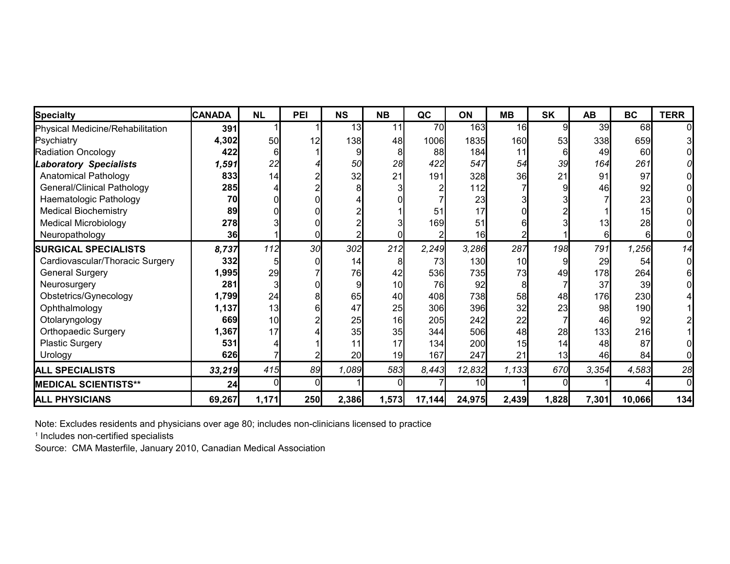| Specialty | CANADA | NL | PEI | NS | NB | QC | ON | MB | SK | AB | BC | TERR |
|---|---|---|---|---|---|---|---|---|---|---|---|---|
| Physical Medicine/Rehabilitation | **391** | 1 | 1 | 13 | 11 | 70 | 163 | 16 | 9 | 39 | 68 | 0 |
| Psychiatry | **4,302** | 50 | 12 | 138 | 48 | 1006 | 1835 | 160 | 53 | 338 | 659 | 3 |
| Radiation Oncology | **422** | 6 | 1 | 9 | 8 | 88 | 184 | 11 | 6 | 49 | 60 | 0 |
| ***Laboratory Specialists*** | ***1,591*** | *22* | *4* | *50* | *28* | *422* | *547* | *54* | *39* | *164* | *261* | *0* |
| Anatomical Pathology | **833** | 14 | 2 | 32 | 21 | 191 | 328 | 36 | 21 | 91 | 97 | 0 |
| General/Clinical Pathology | **285** | 4 | 2 | 8 | 3 | 2 | 112 | 7 | 9 | 46 | 92 | 0 |
| Haematologic Pathology | **70** | 0 | 0 | 4 | 0 | 7 | 23 | 3 | 3 | 7 | 23 | 0 |
| Medical Biochemistry | **89** | 0 | 0 | 2 | 1 | 51 | 17 | 0 | 2 | 1 | 15 | 0 |
| Medical Microbiology | **278** | 3 | 0 | 2 | 3 | 169 | 51 | 6 | 3 | 13 | 28 | 0 |
| Neuropathology | **36** | 1 | 0 | 2 | 0 | 2 | 16 | 2 | 1 | 6 | 6 | 0 |
| **SURGICAL SPECIALISTS** | ***8,737*** | *112* | *30* | *302* | *212* | *2,249* | *3,286* | *287* | *198* | *791* | *1,256* | *14* |
| Cardiovascular/Thoracic Surgery | **332** | 5 | 0 | 14 | 8 | 73 | 130 | 10 | 9 | 29 | 54 | 0 |
| General Surgery | **1,995** | 29 | 7 | 76 | 42 | 536 | 735 | 73 | 49 | 178 | 264 | 6 |
| Neurosurgery | **281** | 3 | 0 | 9 | 10 | 76 | 92 | 8 | 7 | 37 | 39 | 0 |
| Obstetrics/Gynecology | **1,799** | 24 | 8 | 65 | 40 | 408 | 738 | 58 | 48 | 176 | 230 | 4 |
| Ophthalmology | **1,137** | 13 | 6 | 47 | 25 | 306 | 396 | 32 | 23 | 98 | 190 | 1 |
| Otolaryngology | **669** | 10 | 2 | 25 | 16 | 205 | 242 | 22 | 7 | 46 | 92 | 2 |
| Orthopaedic Surgery | **1,367** | 17 | 4 | 35 | 35 | 344 | 506 | 48 | 28 | 133 | 216 | 1 |
| Plastic Surgery | **531** | 4 | 1 | 11 | 17 | 134 | 200 | 15 | 14 | 48 | 87 | 0 |
| Urology | **626** | 7 | 2 | 20 | 19 | 167 | 247 | 21 | 13 | 46 | 84 | 0 |
| **ALL SPECIALISTS** | ***33,219*** | *415* | *89* | *1,089* | *583* | *8,443* | *12,832* | *1,133* | *670* | *3,354* | *4,583* | *28* |
| **MEDICAL SCIENTISTS**** | **24** | 0 | 0 | 1 | 0 | 7 | 10 | 1 | 0 | 1 | 4 | 0 |
| **ALL PHYSICIANS** | **69,267** | **1,171** | **250** | **2,386** | **1,573** | **17,144** | **24,975** | **2,439** | **1,828** | **7,301** | **10,066** | **134** |

Note: Excludes residents and physicians over age 80; includes non-clinicians licensed to practice

[1] Includes non-certified specialists

Source: CMA Masterfile, January 2010, Canadian Medical Association